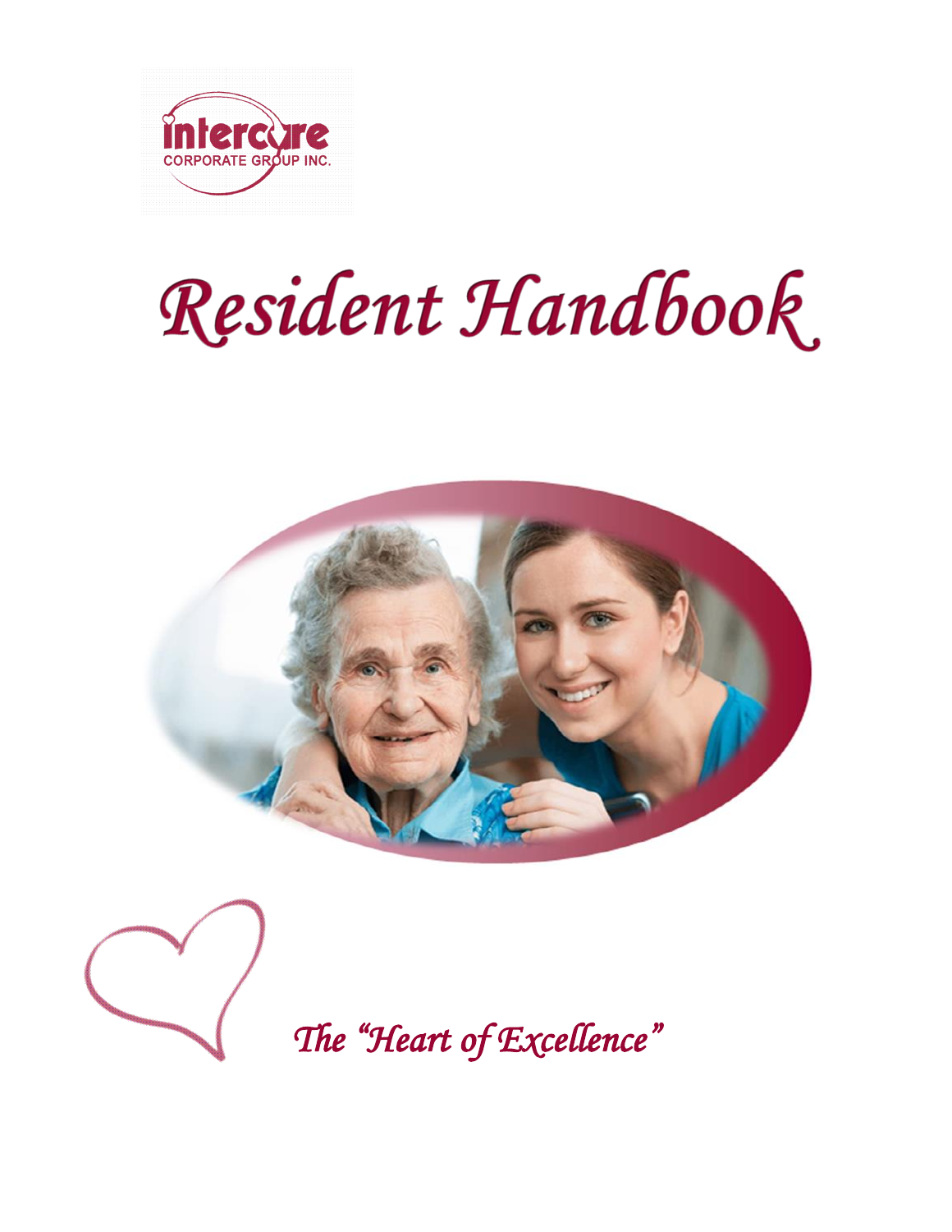intercare CORPORATE GROUP INC.

# *Resident Handbook*

*The "Heart of Excellence"*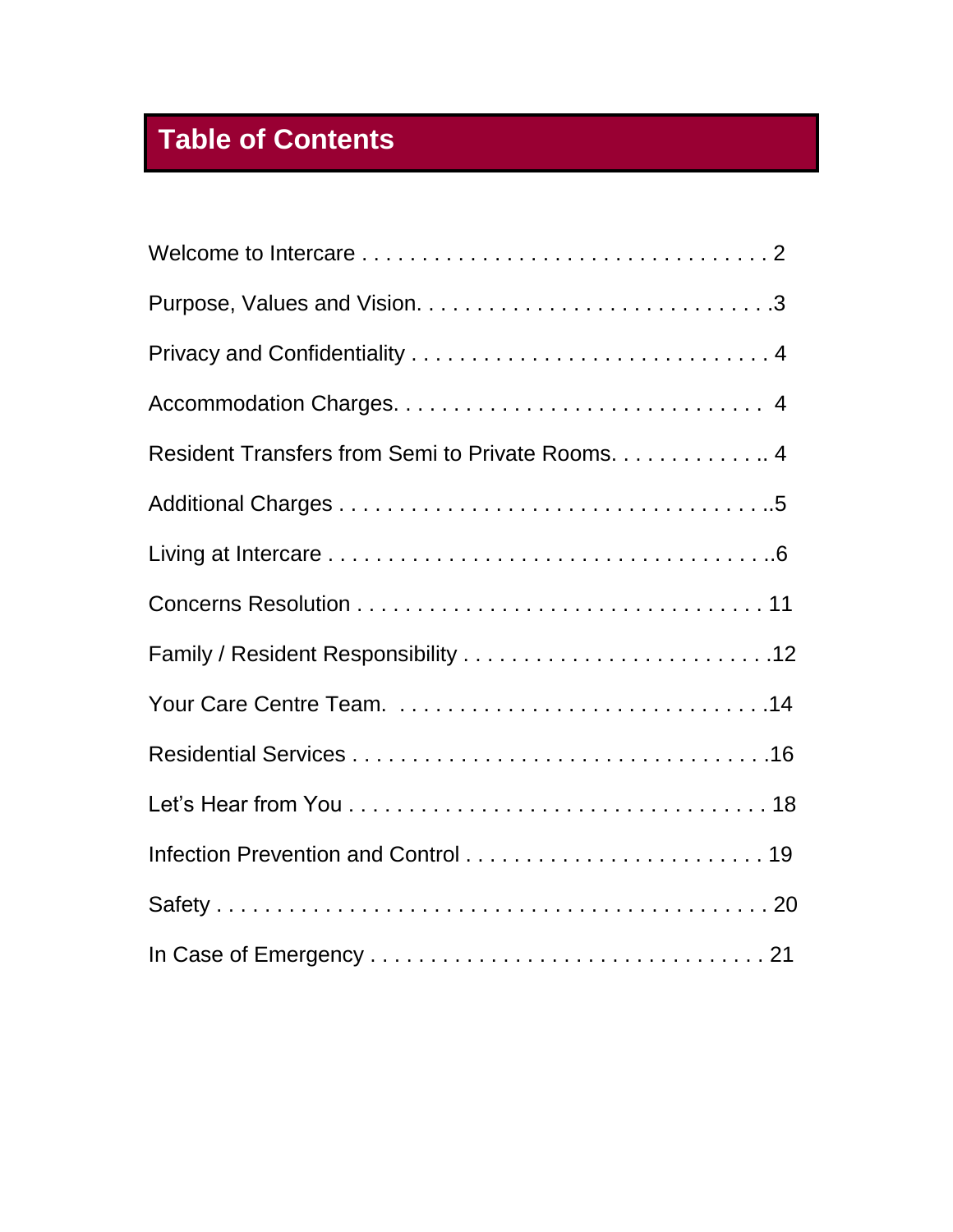# Table of Contents

Welcome to Intercare . . . . . . . . . . . . . . . . . . . . . . . . . . . . . . . . . 2

Purpose, Values and Vision. . . . . . . . . . . . . . . . . . . . . . . . . . . . .3

Privacy and Confidentiality . . . . . . . . . . . . . . . . . . . . . . . . . . . . 4

Accommodation Charges. . . . . . . . . . . . . . . . . . . . . . . . . . . . . 4

Resident Transfers from Semi to Private Rooms. . . . . . . . . . . . .. 4

Additional Charges . . . . . . . . . . . . . . . . . . . . . . . . . . . . . . . . . ..5

Living at Intercare . . . . . . . . . . . . . . . . . . . . . . . . . . . . . . . . . . ..6

Concerns Resolution . . . . . . . . . . . . . . . . . . . . . . . . . . . . . . . . . 11

Family / Resident Responsibility . . . . . . . . . . . . . . . . . . . . . . . . .12

Your Care Centre Team. . . . . . . . . . . . . . . . . . . . . . . . . . . . . . .14

Residential Services . . . . . . . . . . . . . . . . . . . . . . . . . . . . . . . . . .16

Let's Hear from You . . . . . . . . . . . . . . . . . . . . . . . . . . . . . . . . . . 18

Infection Prevention and Control . . . . . . . . . . . . . . . . . . . . . . . . . 19

Safety . . . . . . . . . . . . . . . . . . . . . . . . . . . . . . . . . . . . . . . . . . . 20

In Case of Emergency . . . . . . . . . . . . . . . . . . . . . . . . . . . . . . . . 21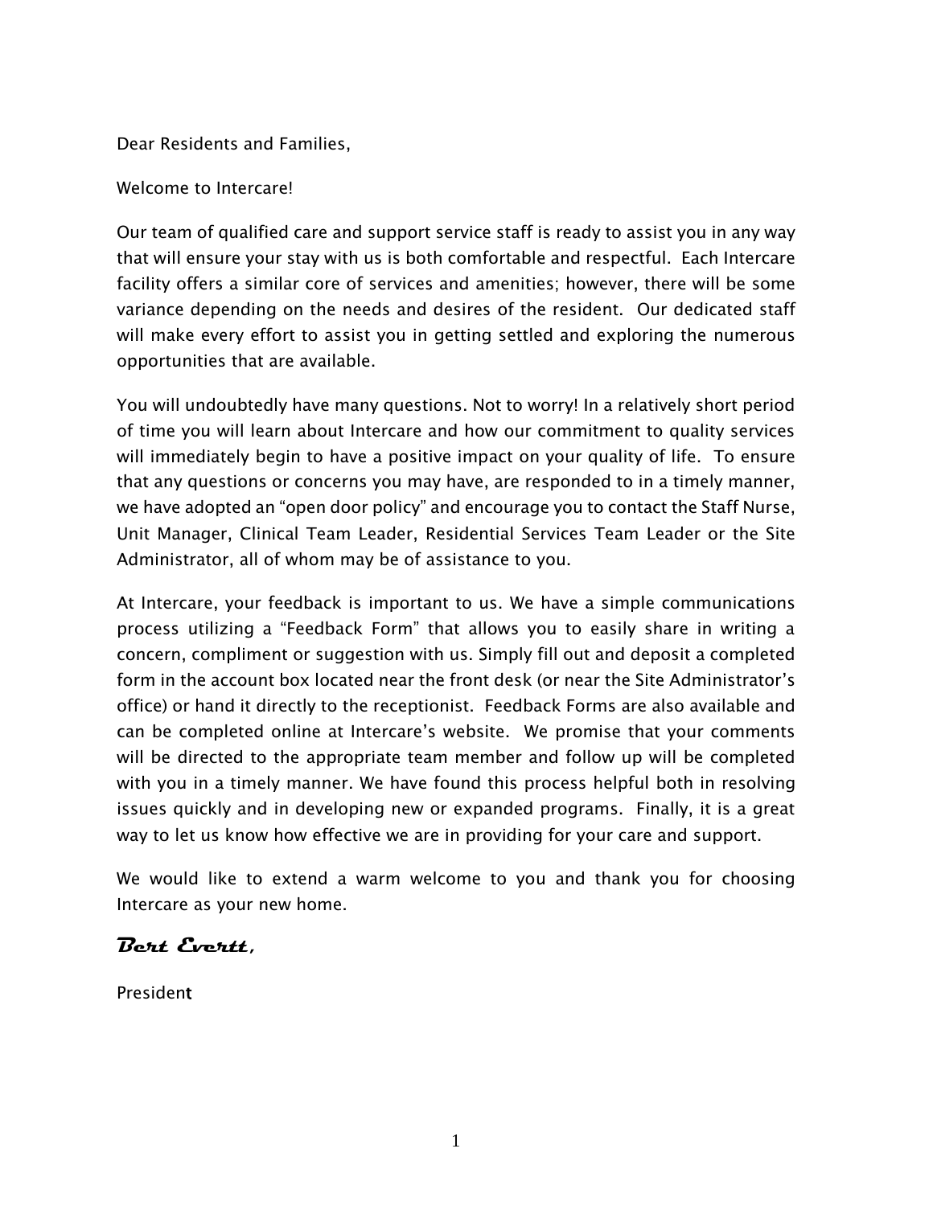Dear Residents and Families,

Welcome to Intercare!

Our team of qualified care and support service staff is ready to assist you in any way that will ensure your stay with us is both comfortable and respectful. Each Intercare facility offers a similar core of services and amenities; however, there will be some variance depending on the needs and desires of the resident. Our dedicated staff will make every effort to assist you in getting settled and exploring the numerous opportunities that are available.

You will undoubtedly have many questions. Not to worry! In a relatively short period of time you will learn about Intercare and how our commitment to quality services will immediately begin to have a positive impact on your quality of life. To ensure that any questions or concerns you may have, are responded to in a timely manner, we have adopted an "open door policy" and encourage you to contact the Staff Nurse, Unit Manager, Clinical Team Leader, Residential Services Team Leader or the Site Administrator, all of whom may be of assistance to you.

At Intercare, your feedback is important to us. We have a simple communications process utilizing a "Feedback Form" that allows you to easily share in writing a concern, compliment or suggestion with us. Simply fill out and deposit a completed form in the account box located near the front desk (or near the Site Administrator's office) or hand it directly to the receptionist. Feedback Forms are also available and can be completed online at Intercare's website. We promise that your comments will be directed to the appropriate team member and follow up will be completed with you in a timely manner. We have found this process helpful both in resolving issues quickly and in developing new or expanded programs. Finally, it is a great way to let us know how effective we are in providing for your care and support.

We would like to extend a warm welcome to you and thank you for choosing Intercare as your new home.

***Bert Evertt,***

President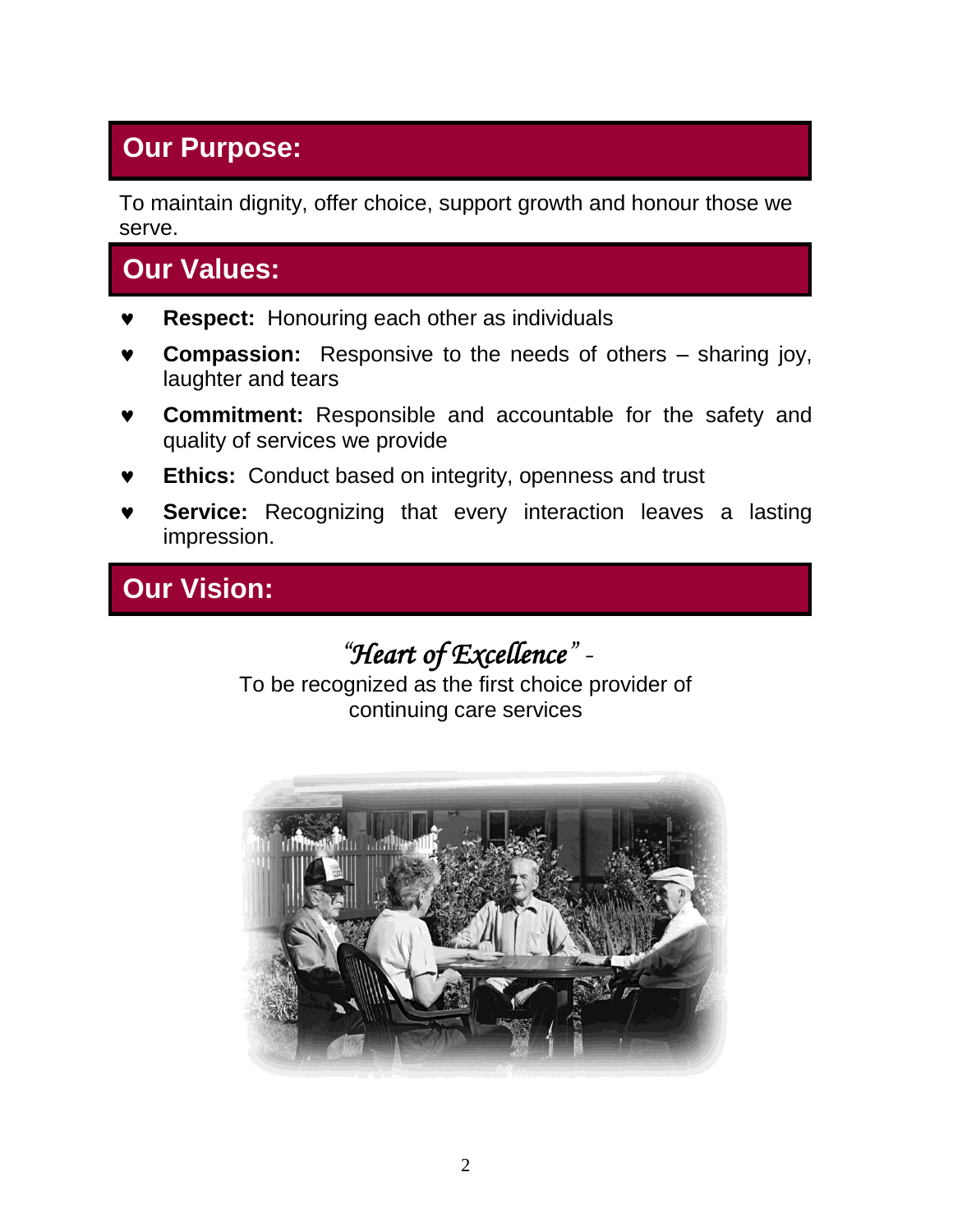## Our Purpose:

To maintain dignity, offer choice, support growth and honour those we serve.

## Our Values:

- **Respect:** Honouring each other as individuals
- **Compassion:** Responsive to the needs of others – sharing joy, laughter and tears
- **Commitment:** Responsible and accountable for the safety and quality of services we provide
- **Ethics:** Conduct based on integrity, openness and trust
- **Service:** Recognizing that every interaction leaves a lasting impression.

## Our Vision:

*"Heart of Excellence"* -

To be recognized as the first choice provider of continuing care services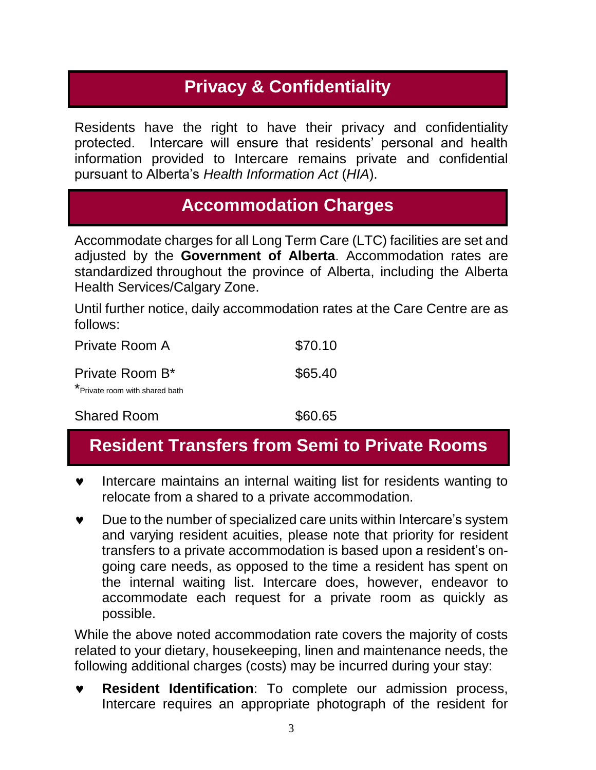## Privacy & Confidentiality

Residents have the right to have their privacy and confidentiality protected. Intercare will ensure that residents' personal and health information provided to Intercare remains private and confidential pursuant to Alberta's *Health Information Act* (*HIA*).

## Accommodation Charges

Accommodate charges for all Long Term Care (LTC) facilities are set and adjusted by the **Government of Alberta**. Accommodation rates are standardized throughout the province of Alberta, including the Alberta Health Services/Calgary Zone.

Until further notice, daily accommodation rates at the Care Centre are as follows:

| | |
|---|---|
| Private Room A | $70.10 |
| Private Room B* <br> *Private room with shared bath | $65.40 |
| Shared Room | $60.65 |

## Resident Transfers from Semi to Private Rooms

- Intercare maintains an internal waiting list for residents wanting to relocate from a shared to a private accommodation.
- Due to the number of specialized care units within Intercare's system and varying resident acuities, please note that priority for resident transfers to a private accommodation is based upon a resident's on-going care needs, as opposed to the time a resident has spent on the internal waiting list. Intercare does, however, endeavor to accommodate each request for a private room as quickly as possible.

While the above noted accommodation rate covers the majority of costs related to your dietary, housekeeping, linen and maintenance needs, the following additional charges (costs) may be incurred during your stay:

- **Resident Identification**: To complete our admission process, Intercare requires an appropriate photograph of the resident for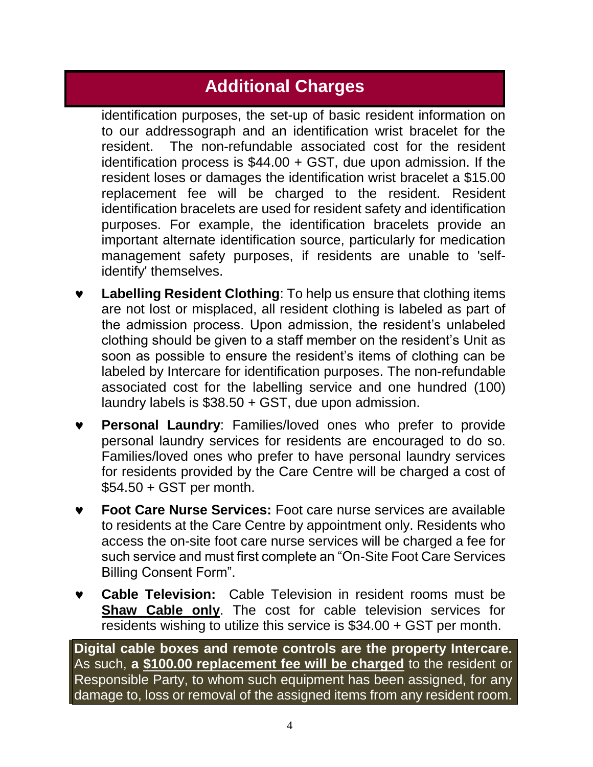## Additional Charges

identification purposes, the set-up of basic resident information on to our addressograph and an identification wrist bracelet for the resident. The non-refundable associated cost for the resident identification process is $44.00 + GST, due upon admission. If the resident loses or damages the identification wrist bracelet a $15.00 replacement fee will be charged to the resident. Resident identification bracelets are used for resident safety and identification purposes. For example, the identification bracelets provide an important alternate identification source, particularly for medication management safety purposes, if residents are unable to 'self-identify' themselves.

- **Labelling Resident Clothing**: To help us ensure that clothing items are not lost or misplaced, all resident clothing is labeled as part of the admission process. Upon admission, the resident's unlabeled clothing should be given to a staff member on the resident's Unit as soon as possible to ensure the resident's items of clothing can be labeled by Intercare for identification purposes. The non-refundable associated cost for the labelling service and one hundred (100) laundry labels is $38.50 + GST, due upon admission.
- **Personal Laundry**: Families/loved ones who prefer to provide personal laundry services for residents are encouraged to do so. Families/loved ones who prefer to have personal laundry services for residents provided by the Care Centre will be charged a cost of $54.50 + GST per month.
- **Foot Care Nurse Services:** Foot care nurse services are available to residents at the Care Centre by appointment only. Residents who access the on-site foot care nurse services will be charged a fee for such service and must first complete an "On-Site Foot Care Services Billing Consent Form".
- **Cable Television:** Cable Television in resident rooms must be **Shaw Cable only**. The cost for cable television services for residents wishing to utilize this service is $34.00 + GST per month.

**Digital cable boxes and remote controls are the property Intercare.** As such, **a $100.00 replacement fee will be charged** to the resident or Responsible Party, to whom such equipment has been assigned, for any damage to, loss or removal of the assigned items from any resident room.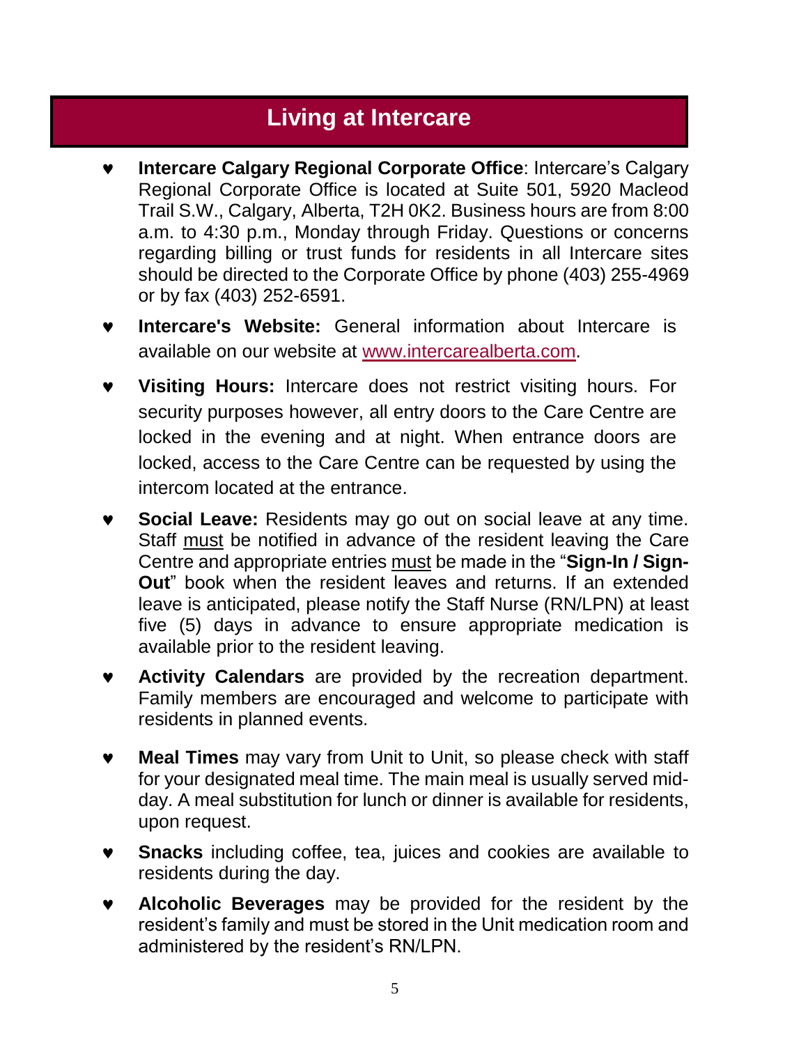## Living at Intercare

- **Intercare Calgary Regional Corporate Office**: Intercare's Calgary Regional Corporate Office is located at Suite 501, 5920 Macleod Trail S.W., Calgary, Alberta, T2H 0K2. Business hours are from 8:00 a.m. to 4:30 p.m., Monday through Friday. Questions or concerns regarding billing or trust funds for residents in all Intercare sites should be directed to the Corporate Office by phone (403) 255-4969 or by fax (403) 252-6591.
- **Intercare's Website:** General information about Intercare is available on our website at [www.intercarealberta.com](http://www.intercarealberta.com).
- **Visiting Hours:** Intercare does not restrict visiting hours. For security purposes however, all entry doors to the Care Centre are locked in the evening and at night. When entrance doors are locked, access to the Care Centre can be requested by using the intercom located at the entrance.
- **Social Leave:** Residents may go out on social leave at any time. Staff <u>must</u> be notified in advance of the resident leaving the Care Centre and appropriate entries <u>must</u> be made in the "**Sign-In / Sign-Out**" book when the resident leaves and returns. If an extended leave is anticipated, please notify the Staff Nurse (RN/LPN) at least five (5) days in advance to ensure appropriate medication is available prior to the resident leaving.
- **Activity Calendars** are provided by the recreation department. Family members are encouraged and welcome to participate with residents in planned events.
- **Meal Times** may vary from Unit to Unit, so please check with staff for your designated meal time. The main meal is usually served mid-day. A meal substitution for lunch or dinner is available for residents, upon request.
- **Snacks** including coffee, tea, juices and cookies are available to residents during the day.
- **Alcoholic Beverages** may be provided for the resident by the resident's family and must be stored in the Unit medication room and administered by the resident's RN/LPN.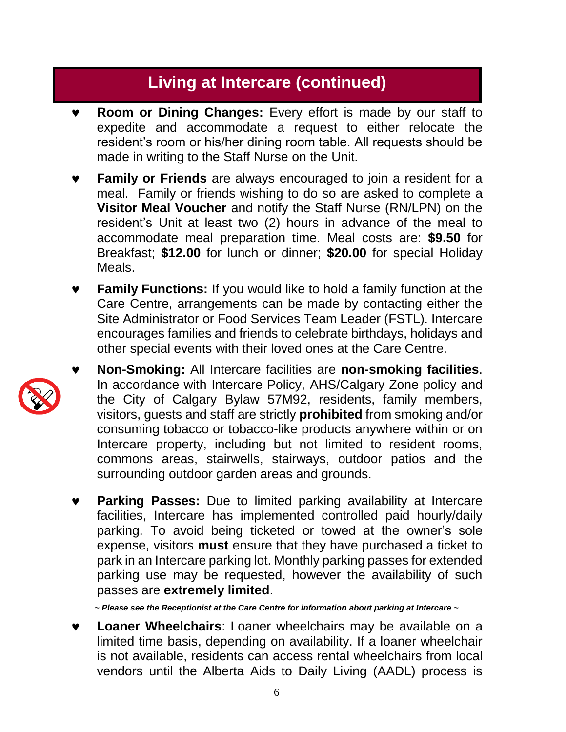## Living at Intercare (continued)

- **Room or Dining Changes:** Every effort is made by our staff to expedite and accommodate a request to either relocate the resident's room or his/her dining room table. All requests should be made in writing to the Staff Nurse on the Unit.
- **Family or Friends** are always encouraged to join a resident for a meal. Family or friends wishing to do so are asked to complete a **Visitor Meal Voucher** and notify the Staff Nurse (RN/LPN) on the resident's Unit at least two (2) hours in advance of the meal to accommodate meal preparation time. Meal costs are: **$9.50** for Breakfast; **$12.00** for lunch or dinner; **$20.00** for special Holiday Meals.
- **Family Functions:** If you would like to hold a family function at the Care Centre, arrangements can be made by contacting either the Site Administrator or Food Services Team Leader (FSTL). Intercare encourages families and friends to celebrate birthdays, holidays and other special events with their loved ones at the Care Centre.
- **Non-Smoking:** All Intercare facilities are **non-smoking facilities**. In accordance with Intercare Policy, AHS/Calgary Zone policy and the City of Calgary Bylaw 57M92, residents, family members, visitors, guests and staff are strictly **prohibited** from smoking and/or consuming tobacco or tobacco-like products anywhere within or on Intercare property, including but not limited to resident rooms, commons areas, stairwells, stairways, outdoor patios and the surrounding outdoor garden areas and grounds.
- **Parking Passes:** Due to limited parking availability at Intercare facilities, Intercare has implemented controlled paid hourly/daily parking. To avoid being ticketed or towed at the owner's sole expense, visitors **must** ensure that they have purchased a ticket to park in an Intercare parking lot. Monthly parking passes for extended parking use may be requested, however the availability of such passes are **extremely limited**.

  ***~ Please see the Receptionist at the Care Centre for information about parking at Intercare ~***

- **Loaner Wheelchairs**: Loaner wheelchairs may be available on a limited time basis, depending on availability. If a loaner wheelchair is not available, residents can access rental wheelchairs from local vendors until the Alberta Aids to Daily Living (AADL) process is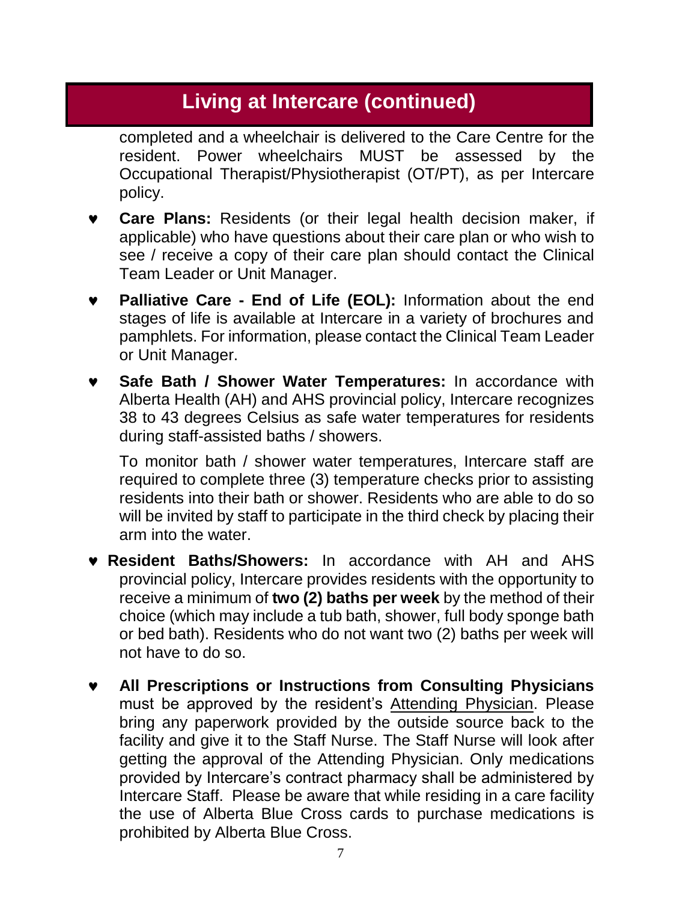## Living at Intercare (continued)

completed and a wheelchair is delivered to the Care Centre for the resident. Power wheelchairs MUST be assessed by the Occupational Therapist/Physiotherapist (OT/PT), as per Intercare policy.

- **Care Plans:** Residents (or their legal health decision maker, if applicable) who have questions about their care plan or who wish to see / receive a copy of their care plan should contact the Clinical Team Leader or Unit Manager.
- **Palliative Care - End of Life (EOL):** Information about the end stages of life is available at Intercare in a variety of brochures and pamphlets. For information, please contact the Clinical Team Leader or Unit Manager.
- **Safe Bath / Shower Water Temperatures:** In accordance with Alberta Health (AH) and AHS provincial policy, Intercare recognizes 38 to 43 degrees Celsius as safe water temperatures for residents during staff-assisted baths / showers.

  To monitor bath / shower water temperatures, Intercare staff are required to complete three (3) temperature checks prior to assisting residents into their bath or shower. Residents who are able to do so will be invited by staff to participate in the third check by placing their arm into the water.
- **Resident Baths/Showers:** In accordance with AH and AHS provincial policy, Intercare provides residents with the opportunity to receive a minimum of **two (2) baths per week** by the method of their choice (which may include a tub bath, shower, full body sponge bath or bed bath). Residents who do not want two (2) baths per week will not have to do so.
- **All Prescriptions or Instructions from Consulting Physicians** must be approved by the resident's Attending Physician. Please bring any paperwork provided by the outside source back to the facility and give it to the Staff Nurse. The Staff Nurse will look after getting the approval of the Attending Physician. Only medications provided by Intercare's contract pharmacy shall be administered by Intercare Staff. Please be aware that while residing in a care facility the use of Alberta Blue Cross cards to purchase medications is prohibited by Alberta Blue Cross.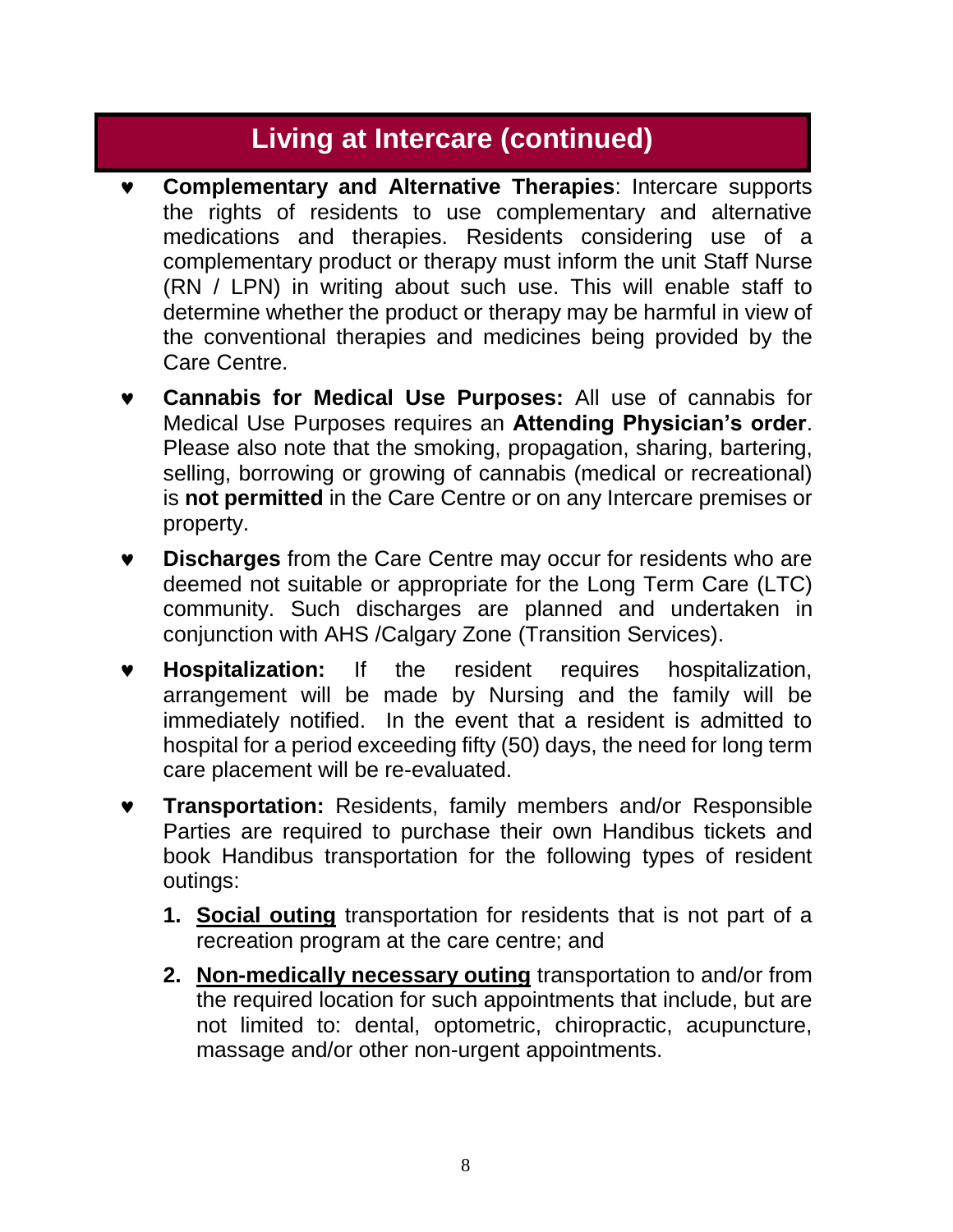## Living at Intercare (continued)

- **Complementary and Alternative Therapies**: Intercare supports the rights of residents to use complementary and alternative medications and therapies. Residents considering use of a complementary product or therapy must inform the unit Staff Nurse (RN / LPN) in writing about such use. This will enable staff to determine whether the product or therapy may be harmful in view of the conventional therapies and medicines being provided by the Care Centre.
- **Cannabis for Medical Use Purposes:** All use of cannabis for Medical Use Purposes requires an **Attending Physician's order**. Please also note that the smoking, propagation, sharing, bartering, selling, borrowing or growing of cannabis (medical or recreational) is **not permitted** in the Care Centre or on any Intercare premises or property.
- **Discharges** from the Care Centre may occur for residents who are deemed not suitable or appropriate for the Long Term Care (LTC) community. Such discharges are planned and undertaken in conjunction with AHS /Calgary Zone (Transition Services).
- **Hospitalization:** If the resident requires hospitalization, arrangement will be made by Nursing and the family will be immediately notified. In the event that a resident is admitted to hospital for a period exceeding fifty (50) days, the need for long term care placement will be re-evaluated.
- **Transportation:** Residents, family members and/or Responsible Parties are required to purchase their own Handibus tickets and book Handibus transportation for the following types of resident outings:
  1. **<u>Social outing</u>** transportation for residents that is not part of a recreation program at the care centre; and
  2. **<u>Non-medically necessary outing</u>** transportation to and/or from the required location for such appointments that include, but are not limited to: dental, optometric, chiropractic, acupuncture, massage and/or other non-urgent appointments.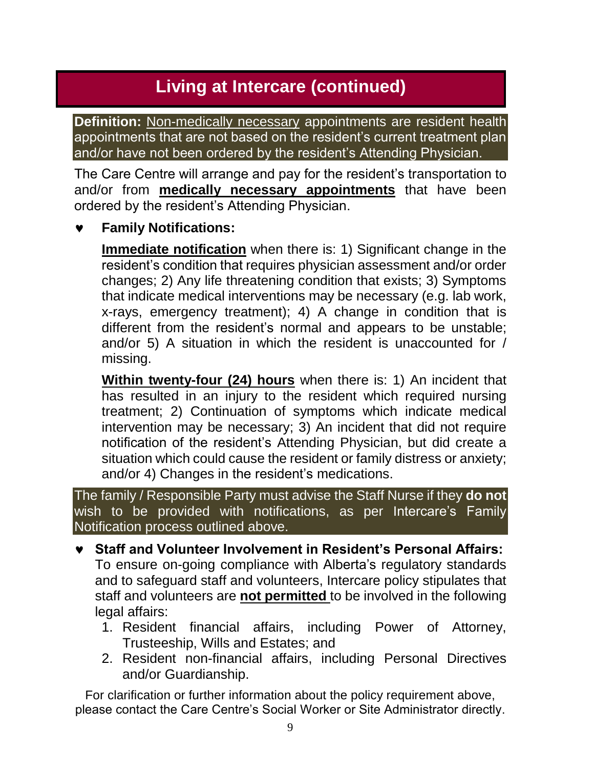# Living at Intercare (continued)

**Definition:** Non-medically necessary appointments are resident health appointments that are not based on the resident's current treatment plan and/or have not been ordered by the resident's Attending Physician.

The Care Centre will arrange and pay for the resident's transportation to and/or from **medically necessary appointments** that have been ordered by the resident's Attending Physician.

- **Family Notifications:**

  **Immediate notification** when there is: 1) Significant change in the resident's condition that requires physician assessment and/or order changes; 2) Any life threatening condition that exists; 3) Symptoms that indicate medical interventions may be necessary (e.g. lab work, x-rays, emergency treatment); 4) A change in condition that is different from the resident's normal and appears to be unstable; and/or 5) A situation in which the resident is unaccounted for / missing.

  **Within twenty-four (24) hours** when there is: 1) An incident that has resulted in an injury to the resident which required nursing treatment; 2) Continuation of symptoms which indicate medical intervention may be necessary; 3) An incident that did not require notification of the resident's Attending Physician, but did create a situation which could cause the resident or family distress or anxiety; and/or 4) Changes in the resident's medications.

The family / Responsible Party must advise the Staff Nurse if they **do not** wish to be provided with notifications, as per Intercare's Family Notification process outlined above.

- **Staff and Volunteer Involvement in Resident's Personal Affairs:** To ensure on-going compliance with Alberta's regulatory standards and to safeguard staff and volunteers, Intercare policy stipulates that staff and volunteers are **not permitted** to be involved in the following legal affairs:
  1. Resident financial affairs, including Power of Attorney, Trusteeship, Wills and Estates; and
  2. Resident non-financial affairs, including Personal Directives and/or Guardianship.

For clarification or further information about the policy requirement above, please contact the Care Centre's Social Worker or Site Administrator directly.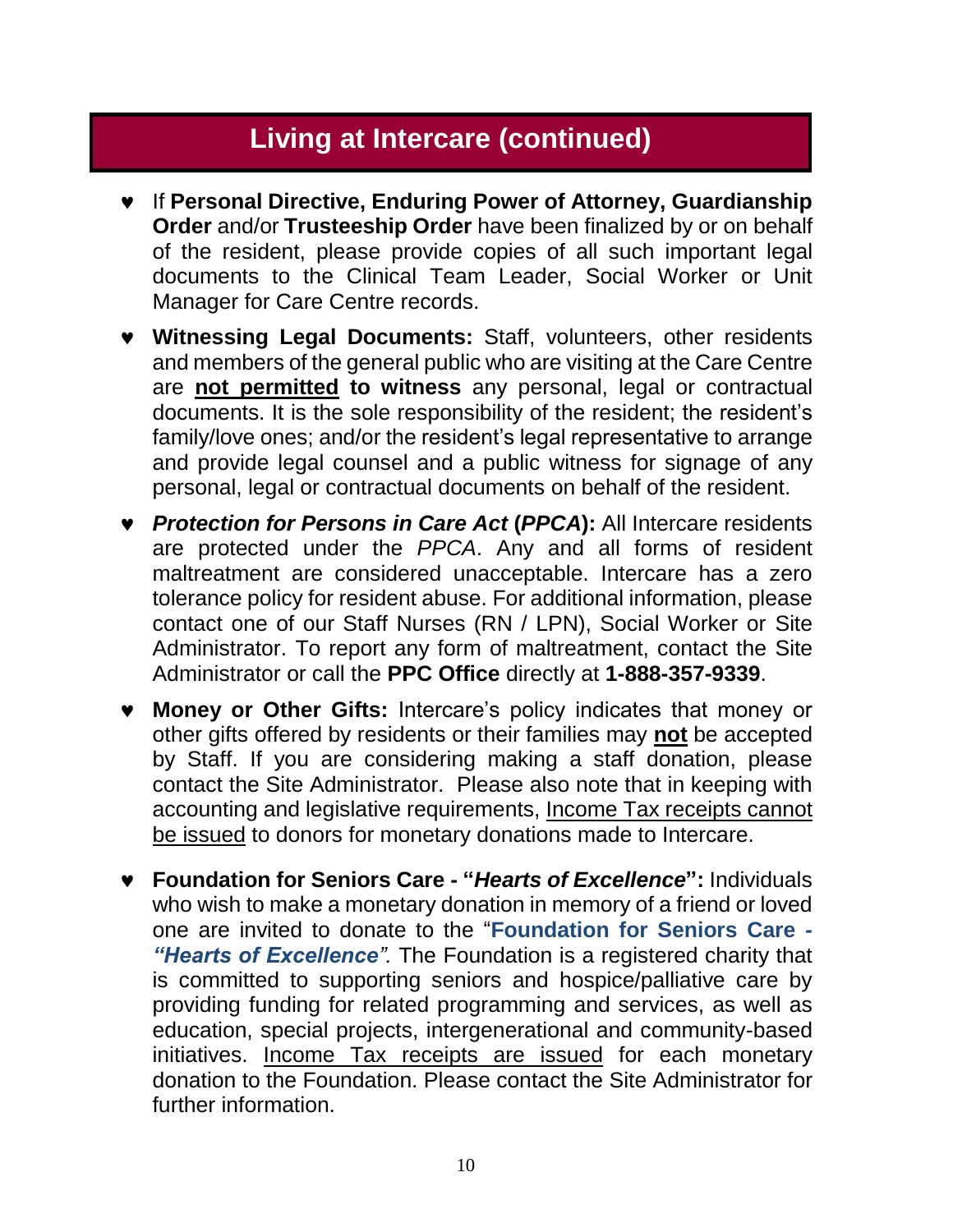## Living at Intercare (continued)

- If **Personal Directive, Enduring Power of Attorney, Guardianship Order** and/or **Trusteeship Order** have been finalized by or on behalf of the resident, please provide copies of all such important legal documents to the Clinical Team Leader, Social Worker or Unit Manager for Care Centre records.
- **Witnessing Legal Documents:** Staff, volunteers, other residents and members of the general public who are visiting at the Care Centre are <u>**not permitted**</u> **to witness** any personal, legal or contractual documents. It is the sole responsibility of the resident; the resident's family/love ones; and/or the resident's legal representative to arrange and provide legal counsel and a public witness for signage of any personal, legal or contractual documents on behalf of the resident.
- ***Protection for Persons in Care Act* (*PPCA*):** All Intercare residents are protected under the *PPCA*. Any and all forms of resident maltreatment are considered unacceptable. Intercare has a zero tolerance policy for resident abuse. For additional information, please contact one of our Staff Nurses (RN / LPN), Social Worker or Site Administrator. To report any form of maltreatment, contact the Site Administrator or call the **PPC Office** directly at **1-888-357-9339**.
- **Money or Other Gifts:** Intercare's policy indicates that money or other gifts offered by residents or their families may <u>**not**</u> be accepted by Staff. If you are considering making a staff donation, please contact the Site Administrator. Please also note that in keeping with accounting and legislative requirements, <u>Income Tax receipts cannot be issued</u> to donors for monetary donations made to Intercare.
- **Foundation for Seniors Care - "*Hearts of Excellence*":** Individuals who wish to make a monetary donation in memory of a friend or loved one are invited to donate to the "**Foundation for Seniors Care - *"Hearts of Excellence"***. The Foundation is a registered charity that is committed to supporting seniors and hospice/palliative care by providing funding for related programming and services, as well as education, special projects, intergenerational and community-based initiatives. <u>Income Tax receipts are issued</u> for each monetary donation to the Foundation. Please contact the Site Administrator for further information.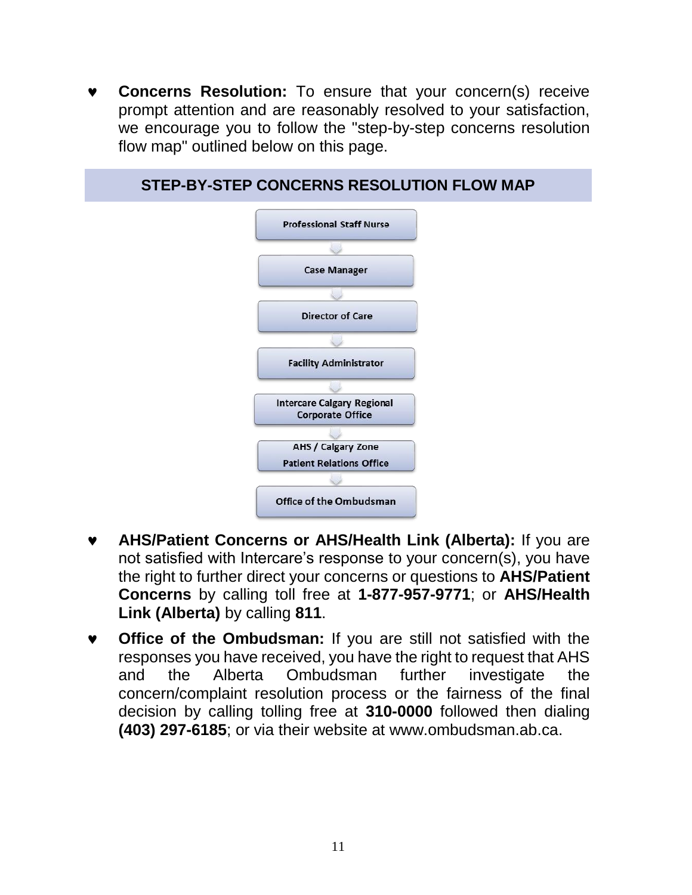♥ **Concerns Resolution:** To ensure that your concern(s) receive prompt attention and are reasonably resolved to your satisfaction, we encourage you to follow the "step-by-step concerns resolution flow map" outlined below on this page.

## STEP-BY-STEP CONCERNS RESOLUTION FLOW MAP

Professional Staff Nurse

↓

Case Manager

↓

Director of Care

↓

Facility Administrator

↓

Intercare Calgary Regional Corporate Office

↓

AHS / Calgary Zone Patient Relations Office

↓

Office of the Ombudsman

♥ **AHS/Patient Concerns or AHS/Health Link (Alberta):** If you are not satisfied with Intercare's response to your concern(s), you have the right to further direct your concerns or questions to **AHS/Patient Concerns** by calling toll free at **1-877-957-9771**; or **AHS/Health Link (Alberta)** by calling **811**.

♥ **Office of the Ombudsman:** If you are still not satisfied with the responses you have received, you have the right to request that AHS and the Alberta Ombudsman further investigate the concern/complaint resolution process or the fairness of the final decision by calling tolling free at **310-0000** followed then dialing **(403) 297-6185**; or via their website at www.ombudsman.ab.ca.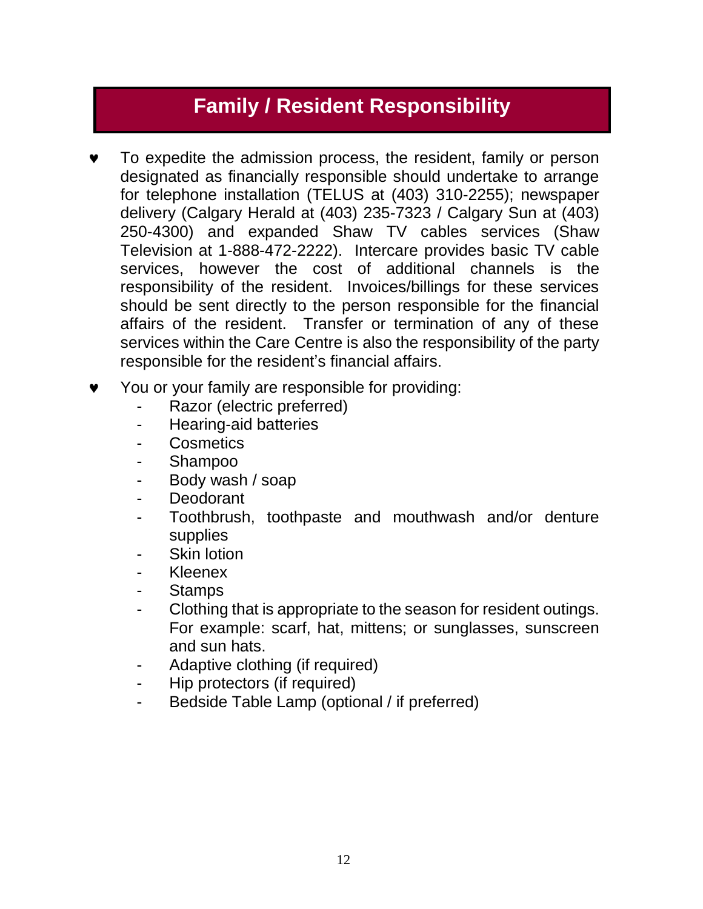## Family / Resident Responsibility

- To expedite the admission process, the resident, family or person designated as financially responsible should undertake to arrange for telephone installation (TELUS at (403) 310-2255); newspaper delivery (Calgary Herald at (403) 235-7323 / Calgary Sun at (403) 250-4300) and expanded Shaw TV cables services (Shaw Television at 1-888-472-2222). Intercare provides basic TV cable services, however the cost of additional channels is the responsibility of the resident. Invoices/billings for these services should be sent directly to the person responsible for the financial affairs of the resident. Transfer or termination of any of these services within the Care Centre is also the responsibility of the party responsible for the resident's financial affairs.
- You or your family are responsible for providing:
  - Razor (electric preferred)
  - Hearing-aid batteries
  - Cosmetics
  - Shampoo
  - Body wash / soap
  - Deodorant
  - Toothbrush, toothpaste and mouthwash and/or denture supplies
  - Skin lotion
  - Kleenex
  - Stamps
  - Clothing that is appropriate to the season for resident outings. For example: scarf, hat, mittens; or sunglasses, sunscreen and sun hats.
  - Adaptive clothing (if required)
  - Hip protectors (if required)
  - Bedside Table Lamp (optional / if preferred)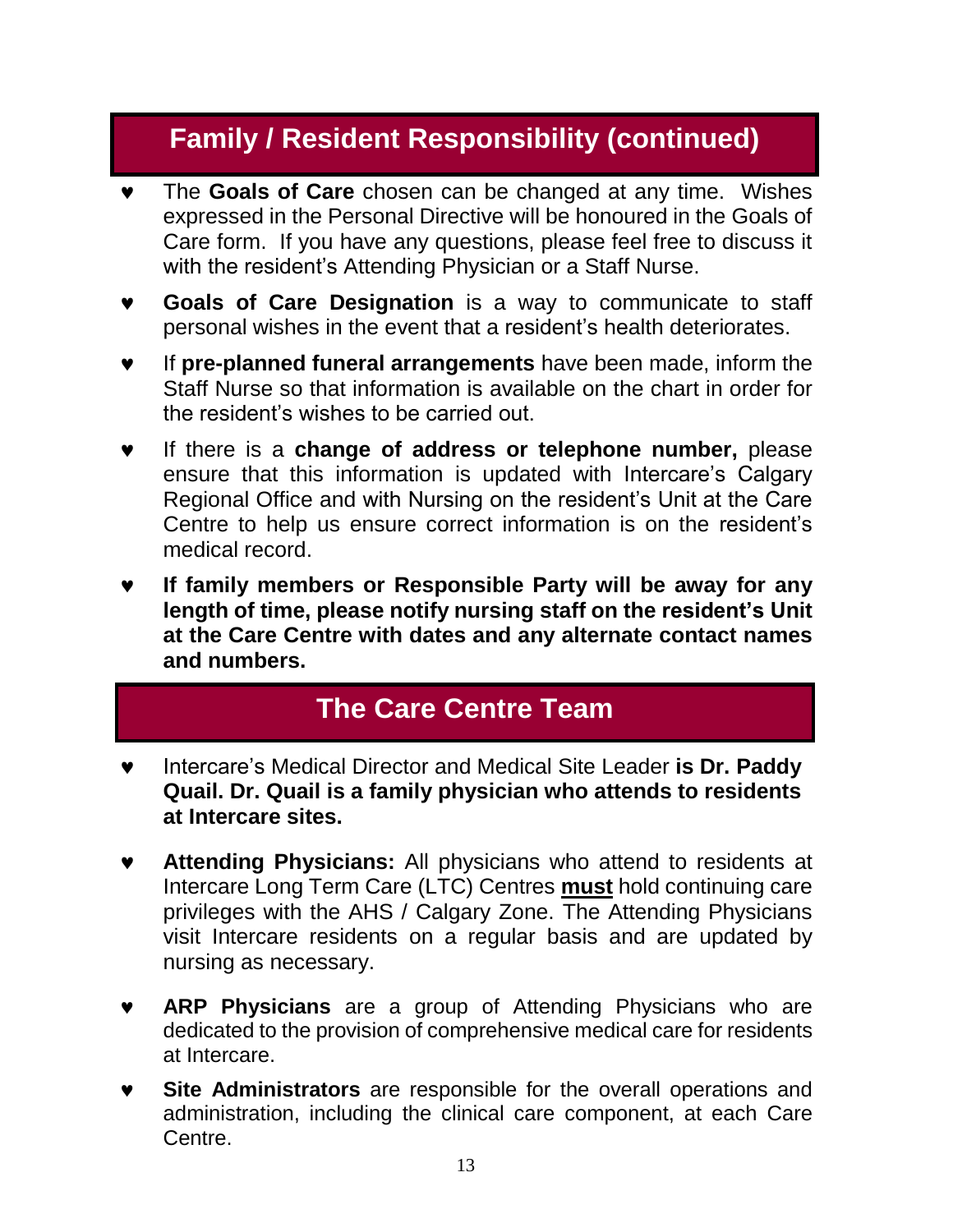## Family / Resident Responsibility (continued)

- The **Goals of Care** chosen can be changed at any time. Wishes expressed in the Personal Directive will be honoured in the Goals of Care form. If you have any questions, please feel free to discuss it with the resident's Attending Physician or a Staff Nurse.
- **Goals of Care Designation** is a way to communicate to staff personal wishes in the event that a resident's health deteriorates.
- If **pre-planned funeral arrangements** have been made, inform the Staff Nurse so that information is available on the chart in order for the resident's wishes to be carried out.
- If there is a **change of address or telephone number,** please ensure that this information is updated with Intercare's Calgary Regional Office and with Nursing on the resident's Unit at the Care Centre to help us ensure correct information is on the resident's medical record.
- **If family members or Responsible Party will be away for any length of time, please notify nursing staff on the resident's Unit at the Care Centre with dates and any alternate contact names and numbers.**

## The Care Centre Team

- Intercare's Medical Director and Medical Site Leader **is Dr. Paddy Quail. Dr. Quail is a family physician who attends to residents at Intercare sites.**
- **Attending Physicians:** All physicians who attend to residents at Intercare Long Term Care (LTC) Centres <u>**must**</u> hold continuing care privileges with the AHS / Calgary Zone. The Attending Physicians visit Intercare residents on a regular basis and are updated by nursing as necessary.
- **ARP Physicians** are a group of Attending Physicians who are dedicated to the provision of comprehensive medical care for residents at Intercare.
- **Site Administrators** are responsible for the overall operations and administration, including the clinical care component, at each Care Centre.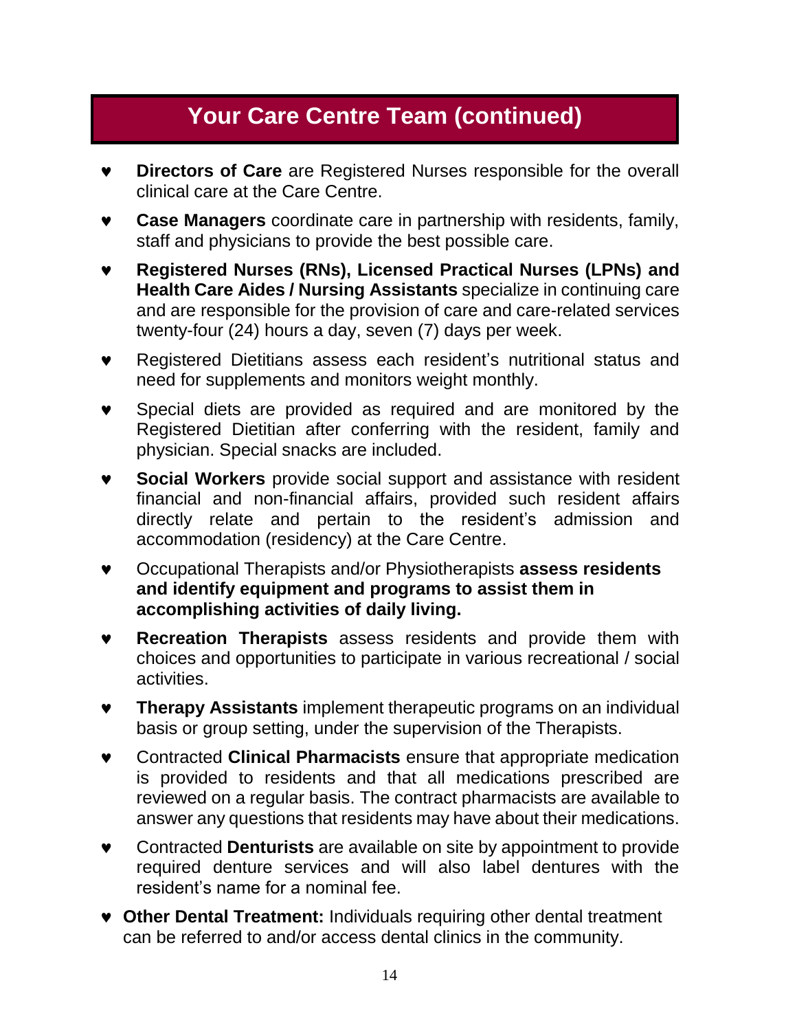## Your Care Centre Team (continued)

- **Directors of Care** are Registered Nurses responsible for the overall clinical care at the Care Centre.
- **Case Managers** coordinate care in partnership with residents, family, staff and physicians to provide the best possible care.
- **Registered Nurses (RNs), Licensed Practical Nurses (LPNs) and Health Care Aides / Nursing Assistants** specialize in continuing care and are responsible for the provision of care and care-related services twenty-four (24) hours a day, seven (7) days per week.
- Registered Dietitians assess each resident's nutritional status and need for supplements and monitors weight monthly.
- Special diets are provided as required and are monitored by the Registered Dietitian after conferring with the resident, family and physician. Special snacks are included.
- **Social Workers** provide social support and assistance with resident financial and non-financial affairs, provided such resident affairs directly relate and pertain to the resident's admission and accommodation (residency) at the Care Centre.
- Occupational Therapists and/or Physiotherapists **assess residents and identify equipment and programs to assist them in accomplishing activities of daily living.**
- **Recreation Therapists** assess residents and provide them with choices and opportunities to participate in various recreational / social activities.
- **Therapy Assistants** implement therapeutic programs on an individual basis or group setting, under the supervision of the Therapists.
- Contracted **Clinical Pharmacists** ensure that appropriate medication is provided to residents and that all medications prescribed are reviewed on a regular basis. The contract pharmacists are available to answer any questions that residents may have about their medications.
- Contracted **Denturists** are available on site by appointment to provide required denture services and will also label dentures with the resident's name for a nominal fee.
- **Other Dental Treatment:** Individuals requiring other dental treatment can be referred to and/or access dental clinics in the community.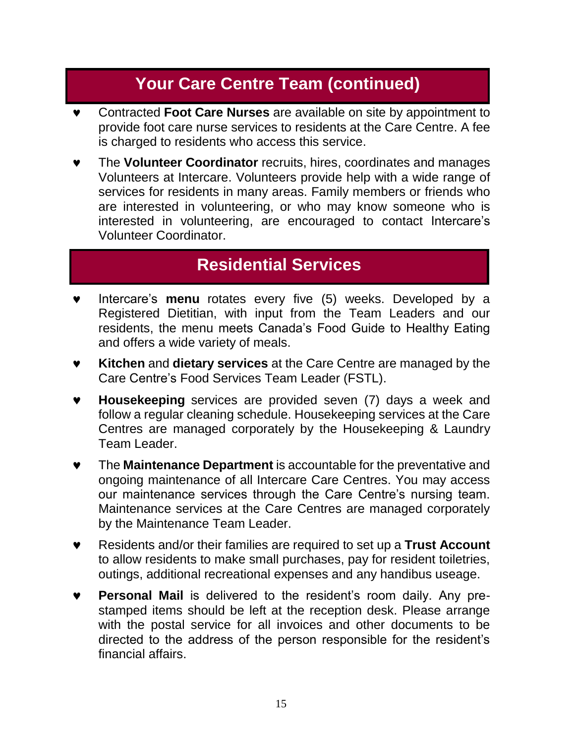## Your Care Centre Team (continued)

- Contracted **Foot Care Nurses** are available on site by appointment to provide foot care nurse services to residents at the Care Centre. A fee is charged to residents who access this service.
- The **Volunteer Coordinator** recruits, hires, coordinates and manages Volunteers at Intercare. Volunteers provide help with a wide range of services for residents in many areas. Family members or friends who are interested in volunteering, or who may know someone who is interested in volunteering, are encouraged to contact Intercare's Volunteer Coordinator.

## Residential Services

- Intercare's **menu** rotates every five (5) weeks. Developed by a Registered Dietitian, with input from the Team Leaders and our residents, the menu meets Canada's Food Guide to Healthy Eating and offers a wide variety of meals.
- **Kitchen** and **dietary services** at the Care Centre are managed by the Care Centre's Food Services Team Leader (FSTL).
- **Housekeeping** services are provided seven (7) days a week and follow a regular cleaning schedule. Housekeeping services at the Care Centres are managed corporately by the Housekeeping & Laundry Team Leader.
- The **Maintenance Department** is accountable for the preventative and ongoing maintenance of all Intercare Care Centres. You may access our maintenance services through the Care Centre's nursing team. Maintenance services at the Care Centres are managed corporately by the Maintenance Team Leader.
- Residents and/or their families are required to set up a **Trust Account** to allow residents to make small purchases, pay for resident toiletries, outings, additional recreational expenses and any handibus useage.
- **Personal Mail** is delivered to the resident's room daily. Any pre-stamped items should be left at the reception desk. Please arrange with the postal service for all invoices and other documents to be directed to the address of the person responsible for the resident's financial affairs.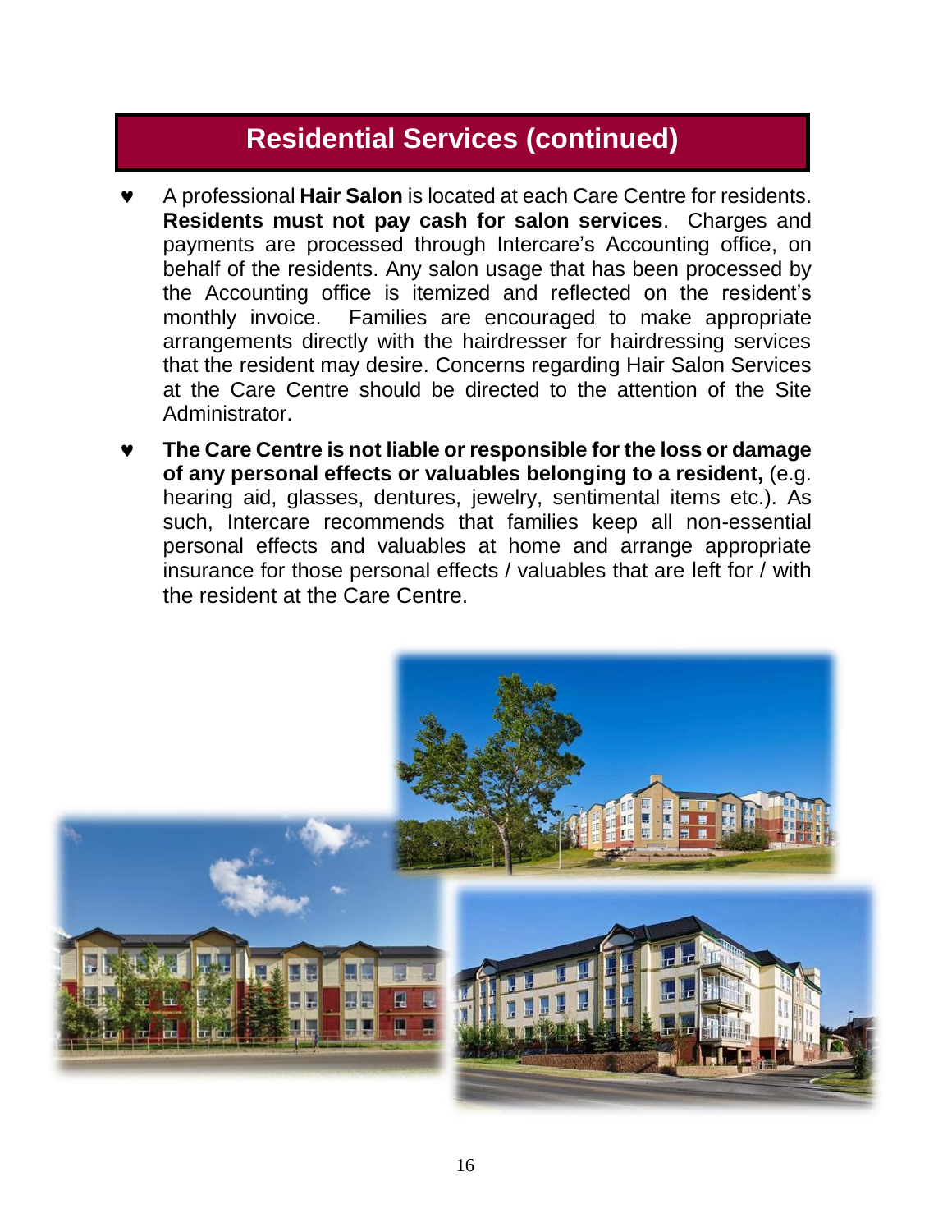## Residential Services (continued)

- A professional **Hair Salon** is located at each Care Centre for residents. **Residents must not pay cash for salon services**. Charges and payments are processed through Intercare's Accounting office, on behalf of the residents. Any salon usage that has been processed by the Accounting office is itemized and reflected on the resident's monthly invoice. Families are encouraged to make appropriate arrangements directly with the hairdresser for hairdressing services that the resident may desire. Concerns regarding Hair Salon Services at the Care Centre should be directed to the attention of the Site Administrator.
- **The Care Centre is not liable or responsible for the loss or damage of any personal effects or valuables belonging to a resident,** (e.g. hearing aid, glasses, dentures, jewelry, sentimental items etc.). As such, Intercare recommends that families keep all non-essential personal effects and valuables at home and arrange appropriate insurance for those personal effects / valuables that are left for / with the resident at the Care Centre.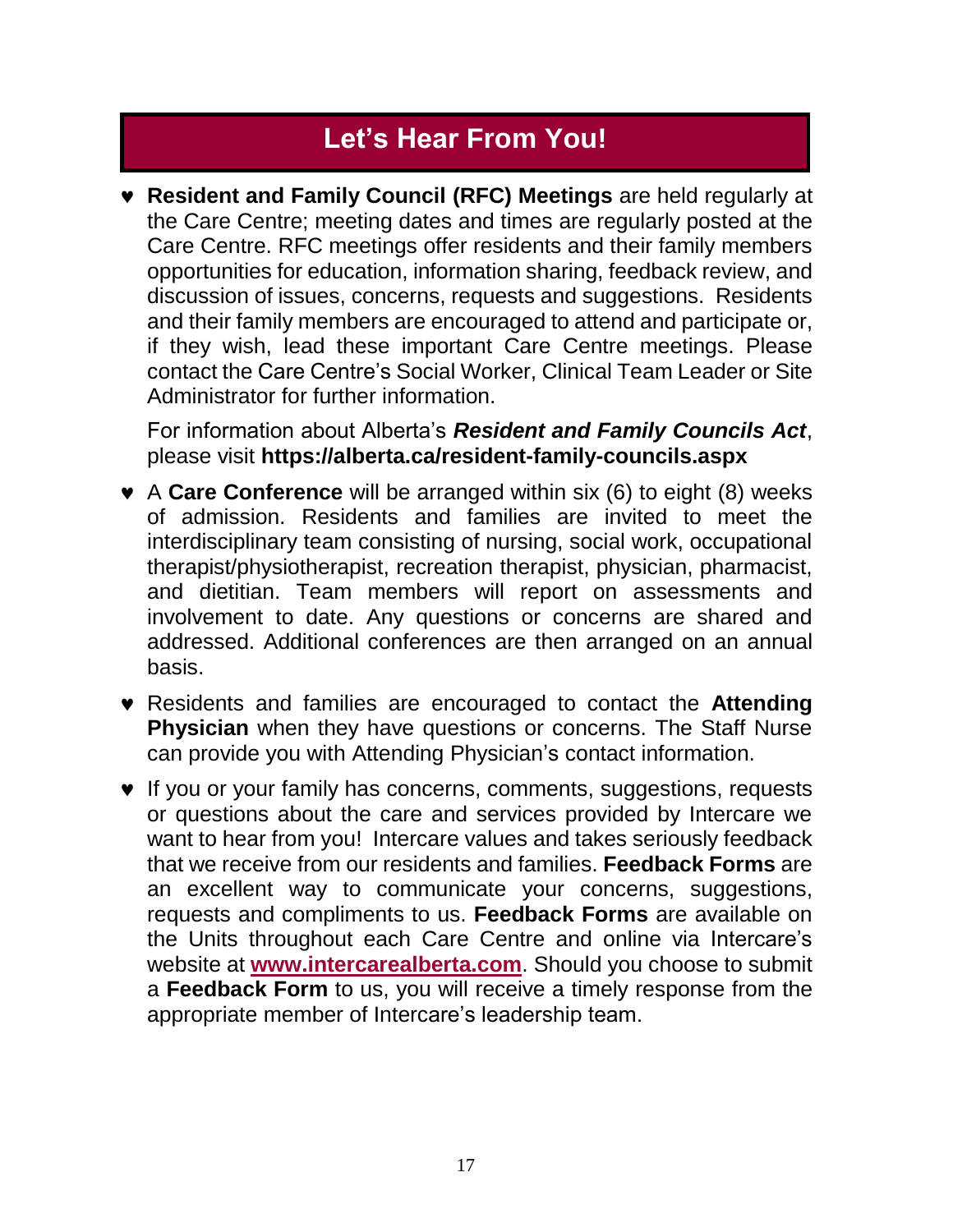## Let's Hear From You!

- **Resident and Family Council (RFC) Meetings** are held regularly at the Care Centre; meeting dates and times are regularly posted at the Care Centre. RFC meetings offer residents and their family members opportunities for education, information sharing, feedback review, and discussion of issues, concerns, requests and suggestions. Residents and their family members are encouraged to attend and participate or, if they wish, lead these important Care Centre meetings. Please contact the Care Centre's Social Worker, Clinical Team Leader or Site Administrator for further information.

  For information about Alberta's ***Resident and Family Councils Act***, please visit **https://alberta.ca/resident-family-councils.aspx**

- A **Care Conference** will be arranged within six (6) to eight (8) weeks of admission. Residents and families are invited to meet the interdisciplinary team consisting of nursing, social work, occupational therapist/physiotherapist, recreation therapist, physician, pharmacist, and dietitian. Team members will report on assessments and involvement to date. Any questions or concerns are shared and addressed. Additional conferences are then arranged on an annual basis.

- Residents and families are encouraged to contact the **Attending Physician** when they have questions or concerns. The Staff Nurse can provide you with Attending Physician's contact information.

- If you or your family has concerns, comments, suggestions, requests or questions about the care and services provided by Intercare we want to hear from you! Intercare values and takes seriously feedback that we receive from our residents and families. **Feedback Forms** are an excellent way to communicate your concerns, suggestions, requests and compliments to us. **Feedback Forms** are available on the Units throughout each Care Centre and online via Intercare's website at **www.intercarealberta.com**. Should you choose to submit a **Feedback Form** to us, you will receive a timely response from the appropriate member of Intercare's leadership team.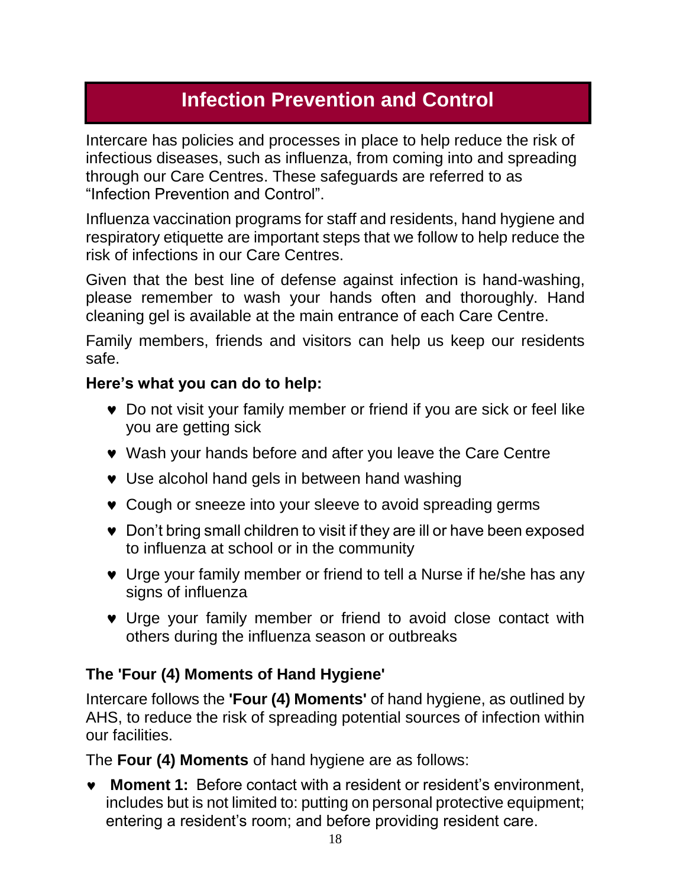# Infection Prevention and Control

Intercare has policies and processes in place to help reduce the risk of infectious diseases, such as influenza, from coming into and spreading through our Care Centres. These safeguards are referred to as "Infection Prevention and Control".

Influenza vaccination programs for staff and residents, hand hygiene and respiratory etiquette are important steps that we follow to help reduce the risk of infections in our Care Centres.

Given that the best line of defense against infection is hand-washing, please remember to wash your hands often and thoroughly. Hand cleaning gel is available at the main entrance of each Care Centre.

Family members, friends and visitors can help us keep our residents safe.

**Here's what you can do to help:**

- Do not visit your family member or friend if you are sick or feel like you are getting sick
- Wash your hands before and after you leave the Care Centre
- Use alcohol hand gels in between hand washing
- Cough or sneeze into your sleeve to avoid spreading germs
- Don't bring small children to visit if they are ill or have been exposed to influenza at school or in the community
- Urge your family member or friend to tell a Nurse if he/she has any signs of influenza
- Urge your family member or friend to avoid close contact with others during the influenza season or outbreaks

### The 'Four (4) Moments of Hand Hygiene'

Intercare follows the **'Four (4) Moments'** of hand hygiene, as outlined by AHS, to reduce the risk of spreading potential sources of infection within our facilities.

The **Four (4) Moments** of hand hygiene are as follows:

- **Moment 1:** Before contact with a resident or resident's environment, includes but is not limited to: putting on personal protective equipment; entering a resident's room; and before providing resident care.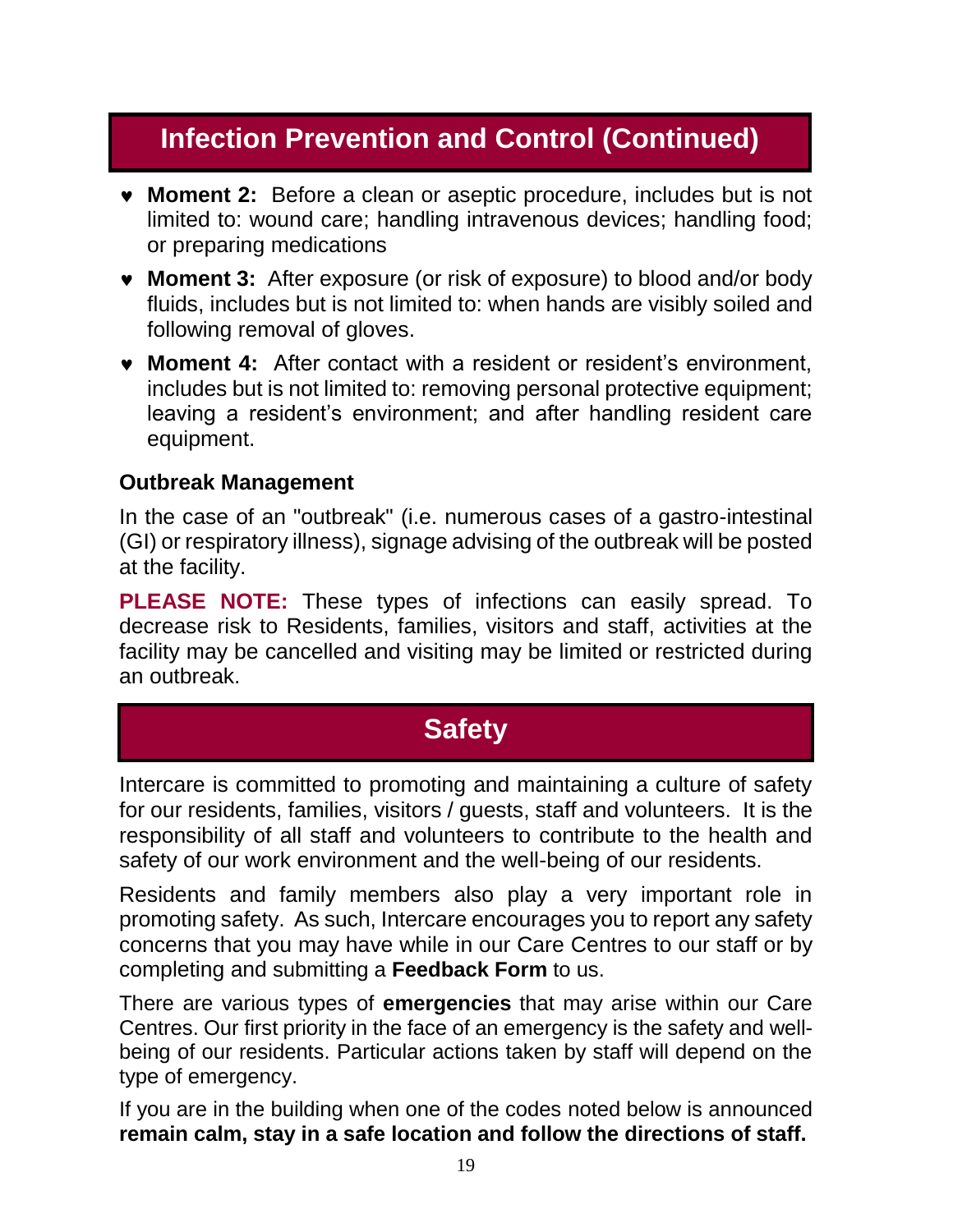## Infection Prevention and Control (Continued)

- **Moment 2:** Before a clean or aseptic procedure, includes but is not limited to: wound care; handling intravenous devices; handling food; or preparing medications
- **Moment 3:** After exposure (or risk of exposure) to blood and/or body fluids, includes but is not limited to: when hands are visibly soiled and following removal of gloves.
- **Moment 4:** After contact with a resident or resident's environment, includes but is not limited to: removing personal protective equipment; leaving a resident's environment; and after handling resident care equipment.

### Outbreak Management

In the case of an "outbreak" (i.e. numerous cases of a gastro-intestinal (GI) or respiratory illness), signage advising of the outbreak will be posted at the facility.

**PLEASE NOTE:** These types of infections can easily spread. To decrease risk to Residents, families, visitors and staff, activities at the facility may be cancelled and visiting may be limited or restricted during an outbreak.

## Safety

Intercare is committed to promoting and maintaining a culture of safety for our residents, families, visitors / guests, staff and volunteers. It is the responsibility of all staff and volunteers to contribute to the health and safety of our work environment and the well-being of our residents.

Residents and family members also play a very important role in promoting safety. As such, Intercare encourages you to report any safety concerns that you may have while in our Care Centres to our staff or by completing and submitting a **Feedback Form** to us.

There are various types of **emergencies** that may arise within our Care Centres. Our first priority in the face of an emergency is the safety and well-being of our residents. Particular actions taken by staff will depend on the type of emergency.

If you are in the building when one of the codes noted below is announced **remain calm, stay in a safe location and follow the directions of staff.**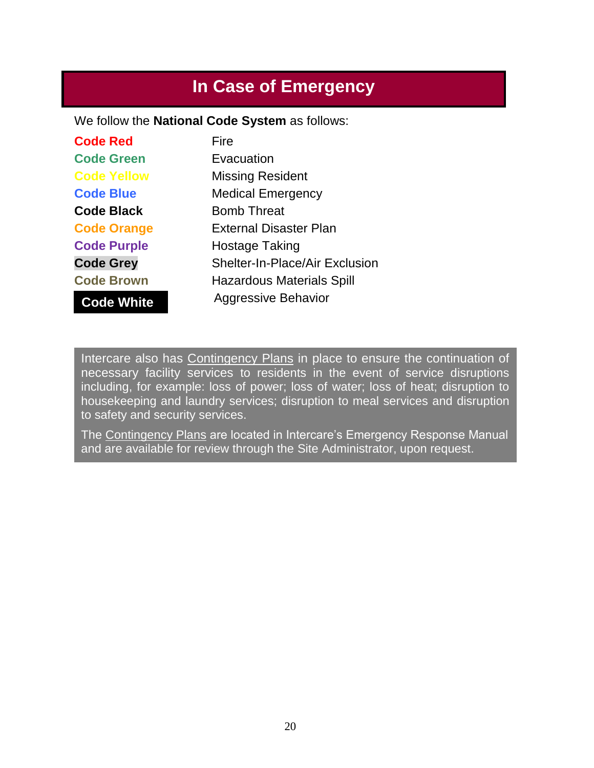# In Case of Emergency

We follow the **National Code System** as follows:

| | |
|---|---|
| **Code Red** | Fire |
| **Code Green** | Evacuation |
| **Code Yellow** | Missing Resident |
| **Code Blue** | Medical Emergency |
| **Code Black** | Bomb Threat |
| **Code Orange** | External Disaster Plan |
| **Code Purple** | Hostage Taking |
| **Code Grey** | Shelter-In-Place/Air Exclusion |
| **Code Brown** | Hazardous Materials Spill |
| **Code White** | Aggressive Behavior |

Intercare also has Contingency Plans in place to ensure the continuation of necessary facility services to residents in the event of service disruptions including, for example: loss of power; loss of water; loss of heat; disruption to housekeeping and laundry services; disruption to meal services and disruption to safety and security services.

The Contingency Plans are located in Intercare's Emergency Response Manual and are available for review through the Site Administrator, upon request.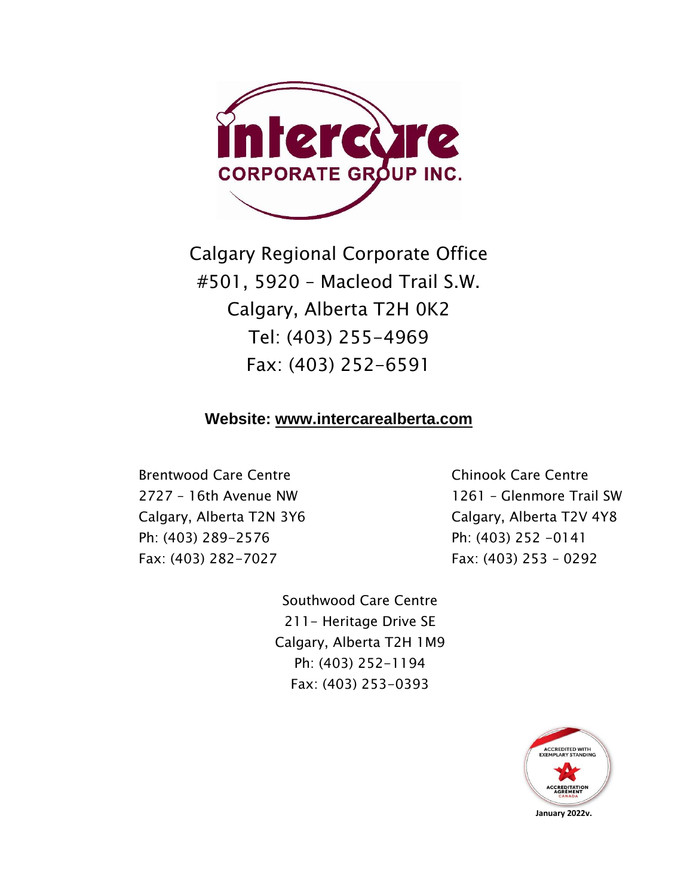Calgary Regional Corporate Office
#501, 5920 – Macleod Trail S.W.
Calgary, Alberta T2H 0K2
Tel: (403) 255-4969
Fax: (403) 252-6591

**Website: www.intercarealberta.com**

Brentwood Care Centre
2727 – 16th Avenue NW
Calgary, Alberta T2N 3Y6
Ph: (403) 289-2576
Fax: (403) 282-7027

Chinook Care Centre
1261 – Glenmore Trail SW
Calgary, Alberta T2V 4Y8
Ph: (403) 252 -0141
Fax: (403) 253 – 0292

Southwood Care Centre
211- Heritage Drive SE
Calgary, Alberta T2H 1M9
Ph: (403) 252-1194
Fax: (403) 253-0393

**January 2022v.**